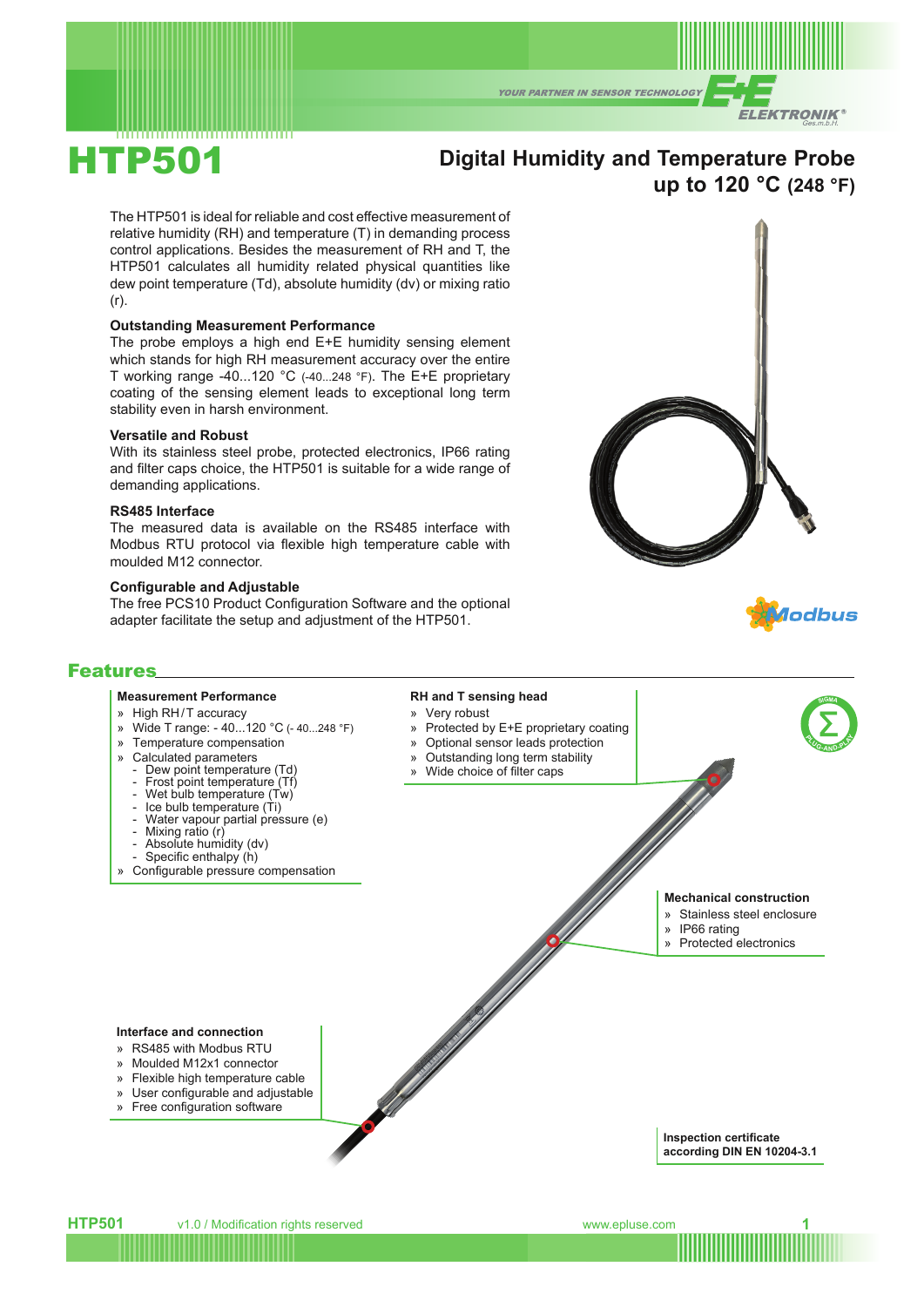# HTP501

## Digital Humidity and Temperature Probe up to 120 °C (248 °F)

The HTP501 is ideal for reliable and cost effective measurement of relative humidity (RH) and temperature (T) in demanding process control applications. Besides the measurement of RH and T, the HTP501 calculates all humidity related physical quantities like dew point temperature (Td), absolute humidity (dv) or mixing ratio (r).

### Outstanding Measurement Performance

The probe employs a high end E+E humidity sensing element which stands for high RH measurement accuracy over the entire T working range -40...120 °C (-40...248 °F). The E+E proprietary coating of the sensing element leads to exceptional long term stability even in harsh environment.

### Versatile and Robust

With its stainless steel probe, protected electronics, IP66 rating and filter caps choice, the HTP501 is suitable for a wide range of demanding applications.

### RS485 Interface

The measured data is available on the RS485 interface with Modbus RTU protocol via flexible high temperature cable with moulded M12 connector.

### Configurable and Adjustable

The free PCS10 Product Configuration Software and the optional adapter facilitate the setup and adjustment of the HTP501.

## Features

**Measurement Performance**

- High RH / T accuracy
- Wide T range: - 40...120 °C (- 40...248 °F)
- Temperature compensation
- Calculated parameters
  - Dew point temperature (Td)
  - Frost point temperature (Tf)
  - Wet bulb temperature (Tw)
  - Ice bulb temperature (Ti)
  - Water vapour partial pressure (e)
  - Mixing ratio (r)
  - Absolute humidity (dv)
  - Specific enthalpy (h)
- Configurable pressure compensation

**RH and T sensing head**

- Very robust
- Protected by E+E proprietary coating
- Optional sensor leads protection
- Outstanding long term stability
- Wide choice of filter caps

**Mechanical construction**

- Stainless steel enclosure
- IP66 rating
- Protected electronics

**Interface and connection**

- RS485 with Modbus RTU
- Moulded M12x1 connector
- Flexible high temperature cable
- User configurable and adjustable
- Free configuration software

**Inspection certificate according DIN EN 10204-3.1**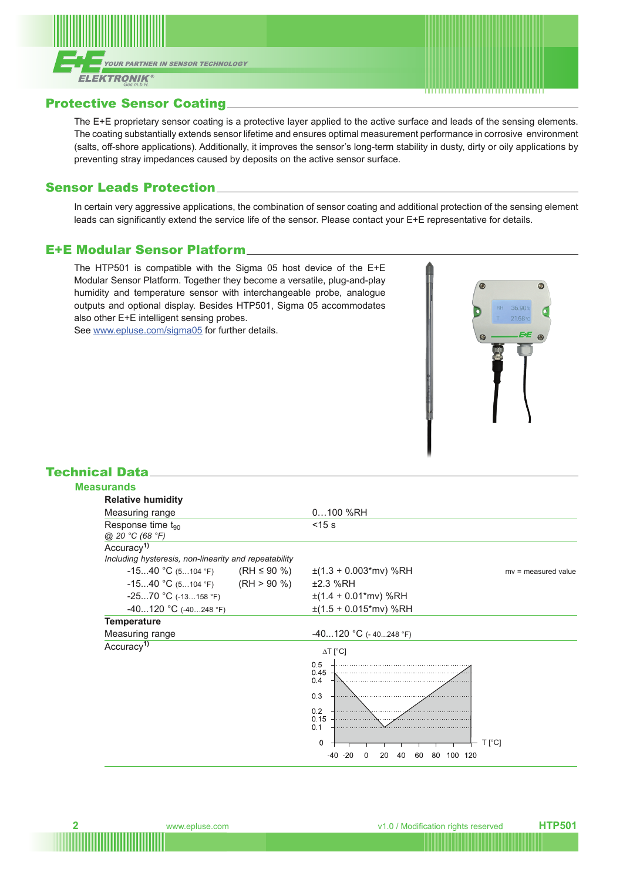## Protective Sensor Coating

The E+E proprietary sensor coating is a protective layer applied to the active surface and leads of the sensing elements. The coating substantially extends sensor lifetime and ensures optimal measurement performance in corrosive environment (salts, off-shore applications). Additionally, it improves the sensor's long-term stability in dusty, dirty or oily applications by preventing stray impedances caused by deposits on the active sensor surface.

## Sensor Leads Protection

In certain very aggressive applications, the combination of sensor coating and additional protection of the sensing element leads can significantly extend the service life of the sensor. Please contact your E+E representative for details.

## E+E Modular Sensor Platform

The HTP501 is compatible with the Sigma 05 host device of the E+E Modular Sensor Platform. Together they become a versatile, plug-and-play humidity and temperature sensor with interchangeable probe, analogue outputs and optional display. Besides HTP501, Sigma 05 accommodates also other E+E intelligent sensing probes.
See www.epluse.com/sigma05 for further details.

## Technical Data

### Measurands

**Relative humidity**

| | | |
|---|---|---|
| Measuring range | 0…100 %RH | |
| Response time $t_{90}$ *@ 20 °C (68 °F)* | <15 s | |
| Accuracy[1) ] *Including hysteresis, non-linearity and repeatability* | | |
| -15...40 °C (5…104 °F) (RH ≤ 90 %) | ±(1.3 + 0.003*mv) %RH | mv = measured value |
| -15...40 °C (5…104 °F) (RH > 90 %) | ±2.3 %RH | |
| -25...70 °C (-13…158 °F) | ±(1.4 + 0.01*mv) %RH | |
| -40...120 °C (-40…248 °F) | ±(1.5 + 0.015*mv) %RH | |

**Temperature**

| | |
|---|---|
| Measuring range | -40...120 °C (- 40…248 °F) |
| Accuracy[1)] | ΔT [°C] (chart: 0.4 at -40 °C, minimum 0.1 at 20 °C, 0.45 at 120 °C; axis T [°C] from -40 to 120) |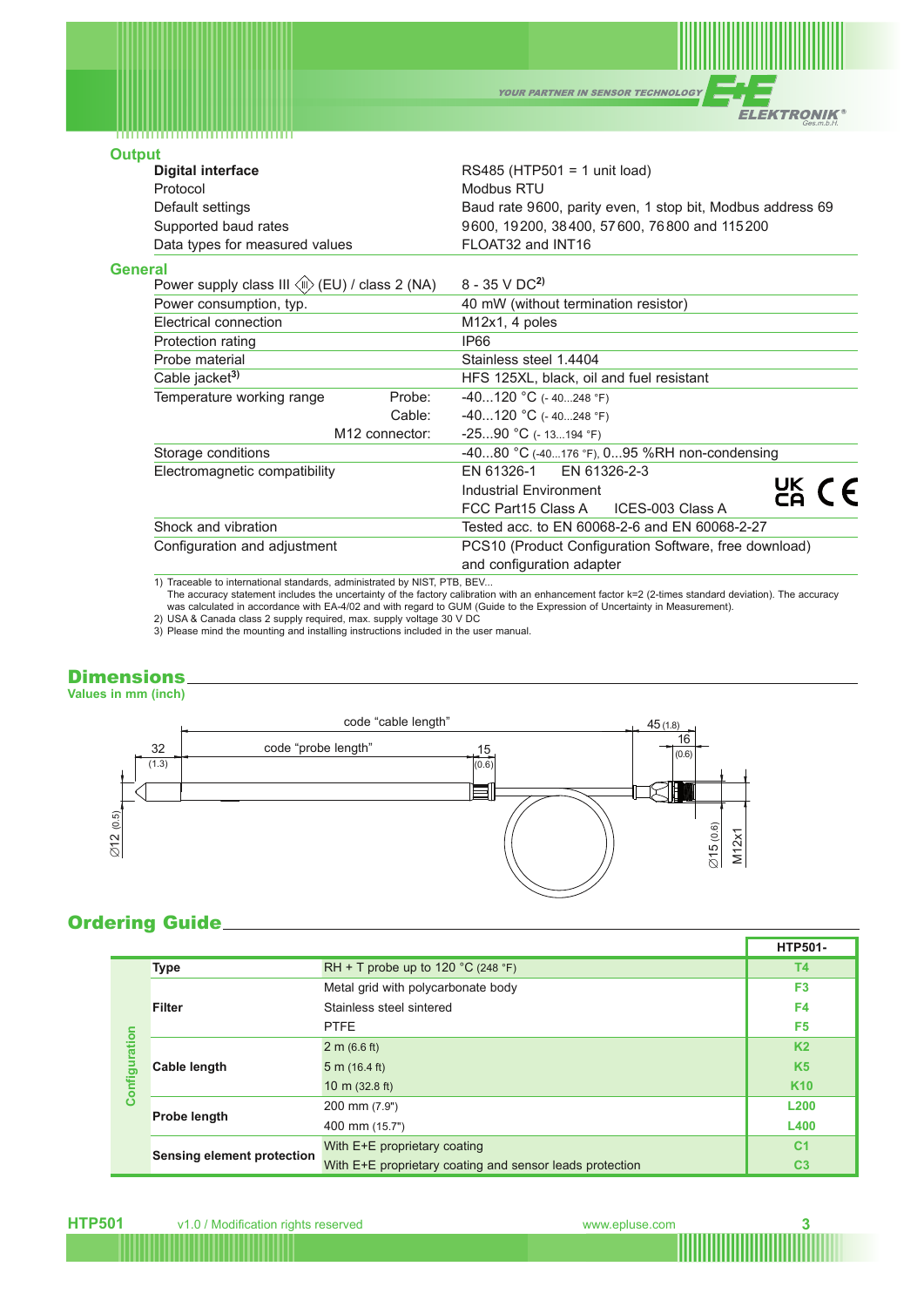## Output

| | |
|---|---|
| **Digital interface** | RS485 (HTP501 = 1 unit load) |
| Protocol | Modbus RTU |
| Default settings | Baud rate 9600, parity even, 1 stop bit, Modbus address 69 |
| Supported baud rates | 9600, 19200, 38400, 57600, 76800 and 115200 |
| Data types for measured values | FLOAT32 and INT16 |

## General

| | |
|---|---|
| Power supply class III (EU) / class 2 (NA) | 8 - 35 V DC[2] |
| Power consumption, typ. | 40 mW (without termination resistor) |
| Electrical connection | M12x1, 4 poles |
| Protection rating | IP66 |
| Probe material | Stainless steel 1.4404 |
| Cable jacket[3] | HFS 125XL, black, oil and fuel resistant |
| Temperature working range — Probe: | -40...120 °C (- 40...248 °F) |
| Cable: | -40...120 °C (- 40...248 °F) |
| M12 connector: | -25...90 °C (- 13...194 °F) |
| Storage conditions | -40...80 °C (-40...176 °F), 0...95 %RH non-condensing |
| Electromagnetic compatibility | EN 61326-1 EN 61326-2-3<br>Industrial Environment<br>FCC Part15 Class A ICES-003 Class A |
| Shock and vibration | Tested acc. to EN 60068-2-6 and EN 60068-2-27 |
| Configuration and adjustment | PCS10 (Product Configuration Software, free download) and configuration adapter |

1) Traceable to international standards, administrated by NIST, PTB, BEV...
The accuracy statement includes the uncertainty of the factory calibration with an enhancement factor k=2 (2-times standard deviation). The accuracy was calculated in accordance with EA-4/02 and with regard to GUM (Guide to the Expression of Uncertainty in Measurement).
2) USA & Canada class 2 supply required, max. supply voltage 30 V DC
3) Please mind the mounting and installing instructions included in the user manual.

## Dimensions

Values in mm (inch)

code "cable length"; code "probe length"; 32 (1.3); 15 (0.6); 45 (1.8); 16 (0.6); Ø12 (0.5); Ø15 (0.6); M12x1

## Ordering Guide

| Configuration | | | HTP501- |
|---|---|---|---|
| | **Type** | RH + T probe up to 120 °C (248 °F) | T4 |
| | **Filter** | Metal grid with polycarbonate body | F3 |
| | | Stainless steel sintered | F4 |
| | | PTFE | F5 |
| | **Cable length** | 2 m (6.6 ft) | K2 |
| | | 5 m (16.4 ft) | K5 |
| | | 10 m (32.8 ft) | K10 |
| | **Probe length** | 200 mm (7.9") | L200 |
| | | 400 mm (15.7") | L400 |
| | **Sensing element protection** | With E+E proprietary coating | C1 |
| | | With E+E proprietary coating and sensor leads protection | C3 |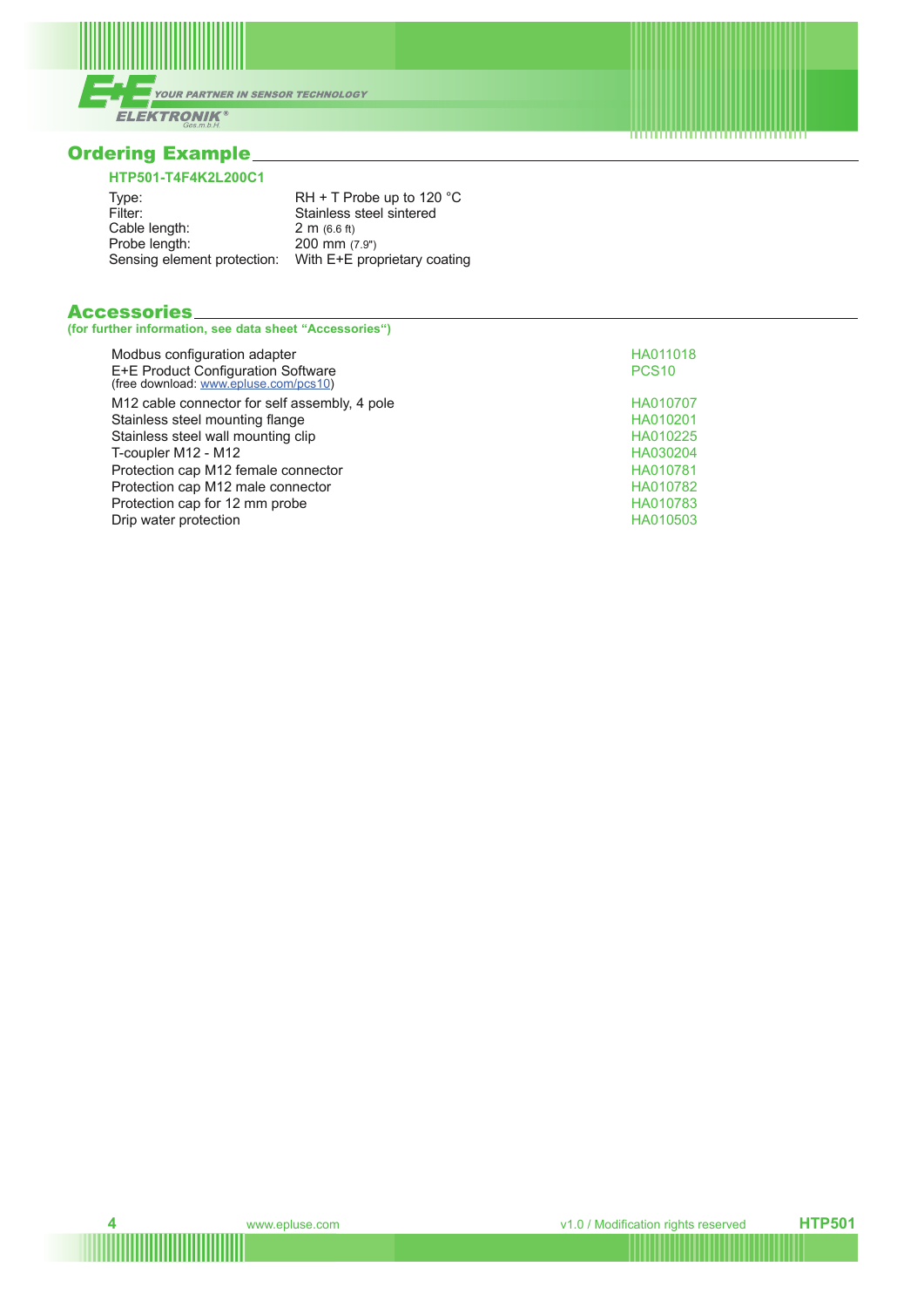## Ordering Example

**HTP501-T4F4K2L200C1**

| | |
|---|---|
| Type: | RH + T Probe up to 120 °C |
| Filter: | Stainless steel sintered |
| Cable length: | 2 m (6.6 ft) |
| Probe length: | 200 mm (7.9") |
| Sensing element protection: | With E+E proprietary coating |

## Accessories

**(for further information, see data sheet "Accessories")**

| | |
|---|---|
| Modbus configuration adapter | HA011018 |
| E+E Product Configuration Software<br>(free download: www.epluse.com/pcs10) | PCS10 |
| M12 cable connector for self assembly, 4 pole | HA010707 |
| Stainless steel mounting flange | HA010201 |
| Stainless steel wall mounting clip | HA010225 |
| T-coupler M12 - M12 | HA030204 |
| Protection cap M12 female connector | HA010781 |
| Protection cap M12 male connector | HA010782 |
| Protection cap for 12 mm probe | HA010783 |
| Drip water protection | HA010503 |